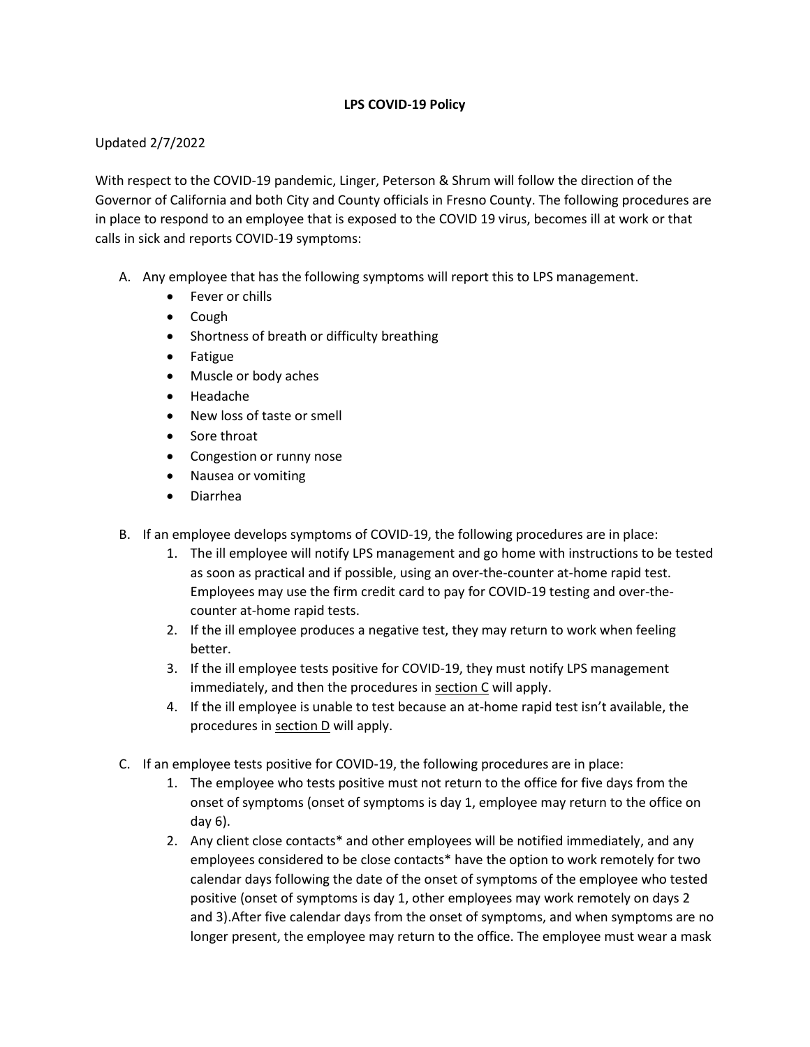# LPS COVID-19 Policy

Updated 2/7/2022

With respect to the COVID-19 pandemic, Linger, Peterson & Shrum will follow the direction of the Governor of California and both City and County officials in Fresno County. The following procedures are in place to respond to an employee that is exposed to the COVID 19 virus, becomes ill at work or that calls in sick and reports COVID-19 symptoms:

A. Any employee that has the following symptoms will report this to LPS management.
   - Fever or chills
   - Cough
   - Shortness of breath or difficulty breathing
   - Fatigue
   - Muscle or body aches
   - Headache
   - New loss of taste or smell
   - Sore throat
   - Congestion or runny nose
   - Nausea or vomiting
   - Diarrhea

B. If an employee develops symptoms of COVID-19, the following procedures are in place:
   1. The ill employee will notify LPS management and go home with instructions to be tested as soon as practical and if possible, using an over-the-counter at-home rapid test. Employees may use the firm credit card to pay for COVID-19 testing and over-the-counter at-home rapid tests.
   2. If the ill employee produces a negative test, they may return to work when feeling better.
   3. If the ill employee tests positive for COVID-19, they must notify LPS management immediately, and then the procedures in section C will apply.
   4. If the ill employee is unable to test because an at-home rapid test isn't available, the procedures in section D will apply.

C. If an employee tests positive for COVID-19, the following procedures are in place:
   1. The employee who tests positive must not return to the office for five days from the onset of symptoms (onset of symptoms is day 1, employee may return to the office on day 6).
   2. Any client close contacts* and other employees will be notified immediately, and any employees considered to be close contacts* have the option to work remotely for two calendar days following the date of the onset of symptoms of the employee who tested positive (onset of symptoms is day 1, other employees may work remotely on days 2 and 3).After five calendar days from the onset of symptoms, and when symptoms are no longer present, the employee may return to the office. The employee must wear a mask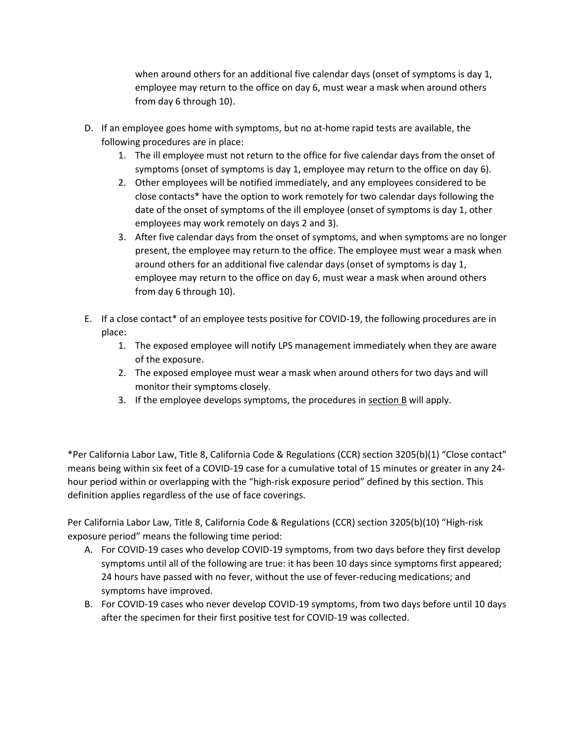when around others for an additional five calendar days (onset of symptoms is day 1, employee may return to the office on day 6, must wear a mask when around others from day 6 through 10).

D. If an employee goes home with symptoms, but no at-home rapid tests are available, the following procedures are in place:
   1. The ill employee must not return to the office for five calendar days from the onset of symptoms (onset of symptoms is day 1, employee may return to the office on day 6).
   2. Other employees will be notified immediately, and any employees considered to be close contacts* have the option to work remotely for two calendar days following the date of the onset of symptoms of the ill employee (onset of symptoms is day 1, other employees may work remotely on days 2 and 3).
   3. After five calendar days from the onset of symptoms, and when symptoms are no longer present, the employee may return to the office. The employee must wear a mask when around others for an additional five calendar days (onset of symptoms is day 1, employee may return to the office on day 6, must wear a mask when around others from day 6 through 10).

E. If a close contact* of an employee tests positive for COVID-19, the following procedures are in place:
   1. The exposed employee will notify LPS management immediately when they are aware of the exposure.
   2. The exposed employee must wear a mask when around others for two days and will monitor their symptoms closely.
   3. If the employee develops symptoms, the procedures in <u>section B</u> will apply.

*Per California Labor Law, Title 8, California Code & Regulations (CCR) section 3205(b)(1) "Close contact" means being within six feet of a COVID-19 case for a cumulative total of 15 minutes or greater in any 24-hour period within or overlapping with the "high-risk exposure period" defined by this section. This definition applies regardless of the use of face coverings.

Per California Labor Law, Title 8, California Code & Regulations (CCR) section 3205(b)(10) "High-risk exposure period" means the following time period:

A. For COVID-19 cases who develop COVID-19 symptoms, from two days before they first develop symptoms until all of the following are true: it has been 10 days since symptoms first appeared; 24 hours have passed with no fever, without the use of fever-reducing medications; and symptoms have improved.
B. For COVID-19 cases who never develop COVID-19 symptoms, from two days before until 10 days after the specimen for their first positive test for COVID-19 was collected.